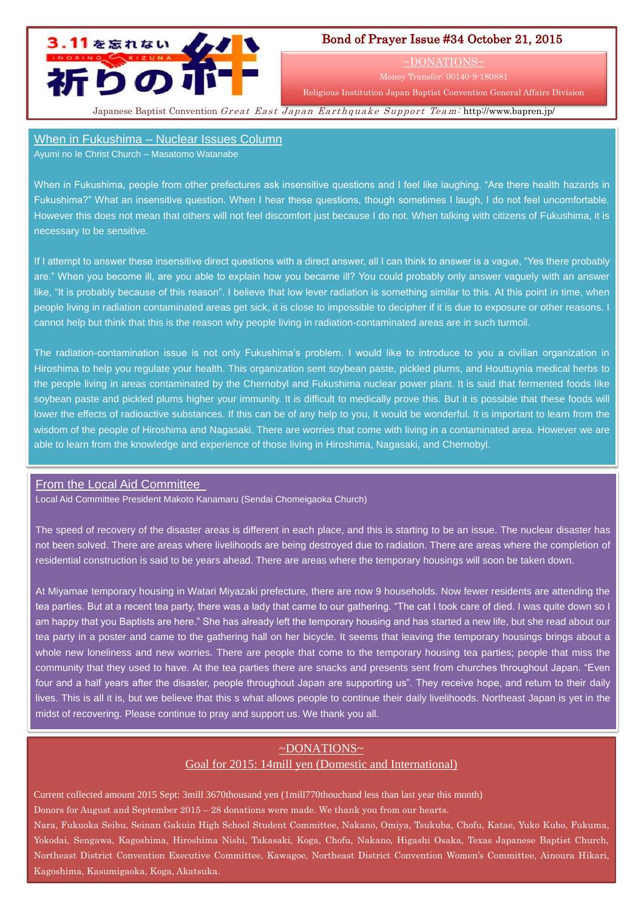3.11を忘れない INORINO KIZUNA 祈りの絆

# Bond of Prayer Issue #34 October 21, 2015

~DONATIONS~

Money Transfer: 00140-9-180881

Religious Institution Japan Baptist Convention General Affairs Division

Japanese Baptist Convention *Great East Japan Earthquake Support Team*: http://www.bapren.jp/

## When in Fukushima – Nuclear Issues Column

Ayumi no Ie Christ Church – Masatomo Watanabe

When in Fukushima, people from other prefectures ask insensitive questions and I feel like laughing. "Are there health hazards in Fukushima?" What an insensitive question. When I hear these questions, though sometimes I laugh, I do not feel uncomfortable. However this does not mean that others will not feel discomfort just because I do not. When talking with citizens of Fukushima, it is necessary to be sensitive.

If I attempt to answer these insensitive direct questions with a direct answer, all I can think to answer is a vague, "Yes there probably are." When you become ill, are you able to explain how you became ill? You could probably only answer vaguely with an answer like, "It is probably because of this reason". I believe that low lever radiation is something similar to this. At this point in time, when people living in radiation contaminated areas get sick, it is close to impossible to decipher if it is due to exposure or other reasons. I cannot help but think that this is the reason why people living in radiation-contaminated areas are in such turmoil.

The radiation-contamination issue is not only Fukushima's problem. I would like to introduce to you a civilian organization in Hiroshima to help you regulate your health. This organization sent soybean paste, pickled plums, and Houttuynia medical herbs to the people living in areas contaminated by the Chernobyl and Fukushima nuclear power plant. It is said that fermented foods like soybean paste and pickled plums higher your immunity. It is difficult to medically prove this. But it is possible that these foods will lower the effects of radioactive substances. If this can be of any help to you, it would be wonderful. It is important to learn from the wisdom of the people of Hiroshima and Nagasaki. There are worries that come with living in a contaminated area. However we are able to learn from the knowledge and experience of those living in Hiroshima, Nagasaki, and Chernobyl.

## From the Local Aid Committee

Local Aid Committee President Makoto Kanamaru (Sendai Chomeigaoka Church)

The speed of recovery of the disaster areas is different in each place, and this is starting to be an issue. The nuclear disaster has not been solved. There are areas where livelihoods are being destroyed due to radiation. There are areas where the completion of residential construction is said to be years ahead. There are areas where the temporary housings will soon be taken down.

At Miyamae temporary housing in Watari Miyazaki prefecture, there are now 9 households. Now fewer residents are attending the tea parties. But at a recent tea party, there was a lady that came to our gathering. "The cat I took care of died. I was quite down so I am happy that you Baptists are here." She has already left the temporary housing and has started a new life, but she read about our tea party in a poster and came to the gathering hall on her bicycle. It seems that leaving the temporary housings brings about a whole new loneliness and new worries. There are people that come to the temporary housing tea parties; people that miss the community that they used to have. At the tea parties there are snacks and presents sent from churches throughout Japan. "Even four and a half years after the disaster, people throughout Japan are supporting us". They receive hope, and return to their daily lives. This is all it is, but we believe that this s what allows people to continue their daily livelihoods. Northeast Japan is yet in the midst of recovering. Please continue to pray and support us. We thank you all.

## ~DONATIONS~

Goal for 2015: 14mill yen (Domestic and International)

Current collected amount 2015 Sept: 3mill 3670thousand yen (1mill770thouchand less than last year this month)

Donors for August and September 2015 – 28 donations were made. We thank you from our hearts.

Nara, Fukuoka Seibu, Seinan Gakuin High School Student Committee, Nakano, Omiya, Tsukuba, Chofu, Katae, Yuko Kubo, Fukuma, Yokodai, Sengawa, Kagoshima, Hiroshima Nishi, Takasaki, Koga, Chofu, Nakano, Higashi Osaka, Texas Japanese Baptist Church, Northeast District Convention Executive Committee, Kawagoe, Northeast District Convention Women's Committee, Ainoura Hikari, Kagoshima, Kasumigaoka, Koga, Akatsuka.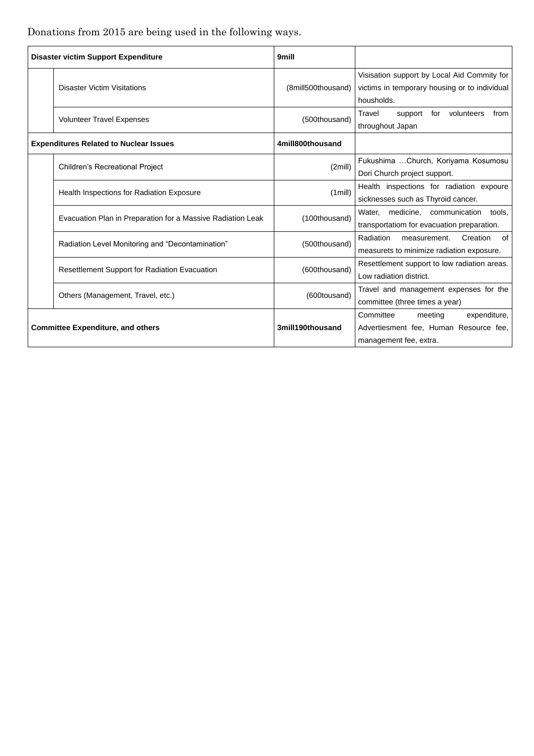Donations from 2015 are being used in the following ways.

| | | | |
|---|---|---|---|
| **Disaster victim Support Expenditure** | | **9mill** | |
| | Disaster Victim Visitations | (8mill500thousand) | Visisation support by Local Aid Commity for victims in temporary housing or to individual housholds. |
| | Volunteer Travel Expenses | (500thousand) | Travel support for volunteers from throughout Japan |
| **Expenditures Related to Nuclear Issues** | | **4mill800thousand** | |
| | Children's Recreational Project | (2mill) | Fukushima …Church, Koriyama Kosumosu Dori Church project support. |
| | Health Inspections for Radiation Exposure | (1mill) | Health inspections for radiation expoure sicknesses such as Thyroid cancer. |
| | Evacuation Plan in Preparation for a Massive Radiation Leak | (100thousand) | Water, medicine, communication tools, transportatiom for evacuation preparation. |
| | Radiation Level Monitoring and "Decontamination" | (500thousand) | Radiation measurement. Creation of measurets to minimize radiation exposure. |
| | Resettlement Support for Radiation Evacuation | (600thousand) | Resettlement support to low radiation areas. Low radiation district. |
| | Others (Management, Travel, etc.) | (600tousand) | Travel and management expenses for the committee (three times a year) |
| **Committee Expenditure, and others** | | **3mill190thousand** | Committee meeting expenditure, Advertiesment fee, Human Resource fee, management fee, extra. |